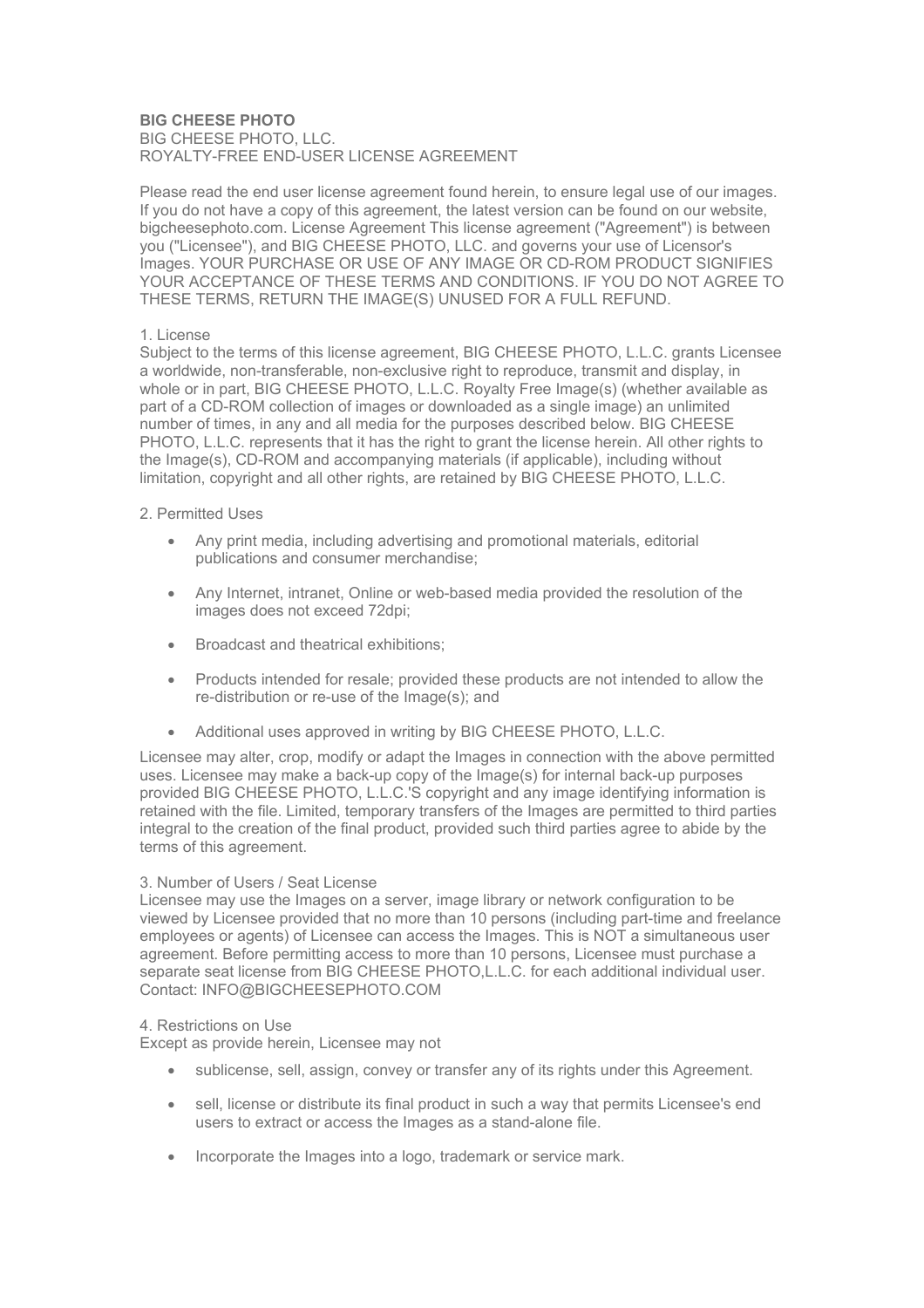**BIG CHEESE PHOTO**
BIG CHEESE PHOTO, LLC.
ROYALTY-FREE END-USER LICENSE AGREEMENT

Please read the end user license agreement found herein, to ensure legal use of our images. If you do not have a copy of this agreement, the latest version can be found on our website, bigcheesephoto.com. License Agreement This license agreement ("Agreement") is between you ("Licensee"), and BIG CHEESE PHOTO, LLC. and governs your use of Licensor's Images. YOUR PURCHASE OR USE OF ANY IMAGE OR CD-ROM PRODUCT SIGNIFIES YOUR ACCEPTANCE OF THESE TERMS AND CONDITIONS. IF YOU DO NOT AGREE TO THESE TERMS, RETURN THE IMAGE(S) UNUSED FOR A FULL REFUND.

1. License
Subject to the terms of this license agreement, BIG CHEESE PHOTO, L.L.C. grants Licensee a worldwide, non-transferable, non-exclusive right to reproduce, transmit and display, in whole or in part, BIG CHEESE PHOTO, L.L.C. Royalty Free Image(s) (whether available as part of a CD-ROM collection of images or downloaded as a single image) an unlimited number of times, in any and all media for the purposes described below. BIG CHEESE PHOTO, L.L.C. represents that it has the right to grant the license herein. All other rights to the Image(s), CD-ROM and accompanying materials (if applicable), including without limitation, copyright and all other rights, are retained by BIG CHEESE PHOTO, L.L.C.

2. Permitted Uses

- Any print media, including advertising and promotional materials, editorial publications and consumer merchandise;
- Any Internet, intranet, Online or web-based media provided the resolution of the images does not exceed 72dpi;
- Broadcast and theatrical exhibitions;
- Products intended for resale; provided these products are not intended to allow the re-distribution or re-use of the Image(s); and
- Additional uses approved in writing by BIG CHEESE PHOTO, L.L.C.

Licensee may alter, crop, modify or adapt the Images in connection with the above permitted uses. Licensee may make a back-up copy of the Image(s) for internal back-up purposes provided BIG CHEESE PHOTO, L.L.C.'S copyright and any image identifying information is retained with the file. Limited, temporary transfers of the Images are permitted to third parties integral to the creation of the final product, provided such third parties agree to abide by the terms of this agreement.

3. Number of Users / Seat License
Licensee may use the Images on a server, image library or network configuration to be viewed by Licensee provided that no more than 10 persons (including part-time and freelance employees or agents) of Licensee can access the Images. This is NOT a simultaneous user agreement. Before permitting access to more than 10 persons, Licensee must purchase a separate seat license from BIG CHEESE PHOTO,L.L.C. for each additional individual user. Contact: INFO@BIGCHEESEPHOTO.COM

4. Restrictions on Use
Except as provide herein, Licensee may not

- sublicense, sell, assign, convey or transfer any of its rights under this Agreement.
- sell, license or distribute its final product in such a way that permits Licensee's end users to extract or access the Images as a stand-alone file.
- Incorporate the Images into a logo, trademark or service mark.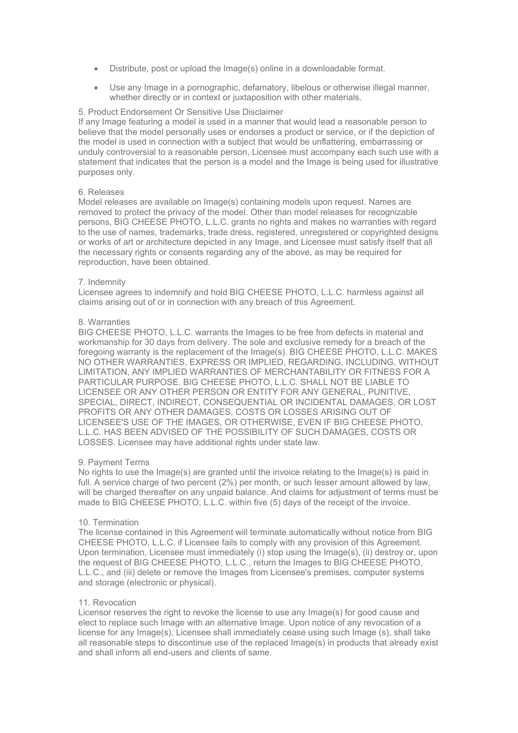- Distribute, post or upload the Image(s) online in a downloadable format.
- Use any Image in a pornographic, defamatory, libelous or otherwise illegal manner, whether directly or in context or juxtaposition with other materials.

5. Product Endorsement Or Sensitive Use Disclaimer
If any Image featuring a model is used in a manner that would lead a reasonable person to believe that the model personally uses or endorses a product or service, or if the depiction of the model is used in connection with a subject that would be unflattering, embarrassing or unduly controversial to a reasonable person, Licensee must accompany each such use with a statement that indicates that the person is a model and the Image is being used for illustrative purposes only.

6. Releases
Model releases are available on Image(s) containing models upon request. Names are removed to protect the privacy of the model. Other than model releases for recognizable persons, BIG CHEESE PHOTO, L.L.C. grants no rights and makes no warranties with regard to the use of names, trademarks, trade dress, registered, unregistered or copyrighted designs or works of art or architecture depicted in any Image, and Licensee must satisfy itself that all the necessary rights or consents regarding any of the above, as may be required for reproduction, have been obtained.

7. Indemnity
Licensee agrees to indemnify and hold BIG CHEESE PHOTO, L.L.C. harmless against all claims arising out of or in connection with any breach of this Agreement.

8. Warranties
BIG CHEESE PHOTO, L.L.C. warrants the Images to be free from defects in material and workmanship for 30 days from delivery. The sole and exclusive remedy for a breach of the foregoing warranty is the replacement of the Image(s). BIG CHEESE PHOTO, L.L.C. MAKES NO OTHER WARRANTIES, EXPRESS OR IMPLIED, REGARDING, INCLUDING, WITHOUT LIMITATION, ANY IMPLIED WARRANTIES OF MERCHANTABILITY OR FITNESS FOR A PARTICULAR PURPOSE. BIG CHEESE PHOTO, L.L.C. SHALL NOT BE LIABLE TO LICENSEE OR ANY OTHER PERSON OR ENTITY FOR ANY GENERAL, PUNITIVE, SPECIAL, DIRECT, INDIRECT, CONSEQUENTIAL OR INCIDENTAL DAMAGES, OR LOST PROFITS OR ANY OTHER DAMAGES, COSTS OR LOSSES ARISING OUT OF LICENSEE'S USE OF THE IMAGES, OR OTHERWISE, EVEN IF BIG CHEESE PHOTO, L.L.C. HAS BEEN ADVISED OF THE POSSIBILITY OF SUCH DAMAGES, COSTS OR LOSSES. Licensee may have additional rights under state law.

9. Payment Terms
No rights to use the Image(s) are granted until the invoice relating to the Image(s) is paid in full. A service charge of two percent (2%) per month, or such lesser amount allowed by law, will be charged thereafter on any unpaid balance. And claims for adjustment of terms must be made to BIG CHEESE PHOTO, L.L.C. within five (5) days of the receipt of the invoice.

10. Termination
The license contained in this Agreement will terminate automatically without notice from BIG CHEESE PHOTO, L.L.C. if Licensee fails to comply with any provision of this Agreement. Upon termination, Licensee must immediately (i) stop using the Image(s), (ii) destroy or, upon the request of BIG CHEESE PHOTO, L.L.C., return the Images to BIG CHEESE PHOTO, L.L.C., and (iii) delete or remove the Images from Licensee's premises, computer systems and storage (electronic or physical).

11. Revocation
Licensor reserves the right to revoke the license to use any Image(s) for good cause and elect to replace such Image with an alternative Image. Upon notice of any revocation of a license for any Image(s), Licensee shall immediately cease using such Image (s), shall take all reasonable steps to discontinue use of the replaced Image(s) in products that already exist and shall inform all end-users and clients of same.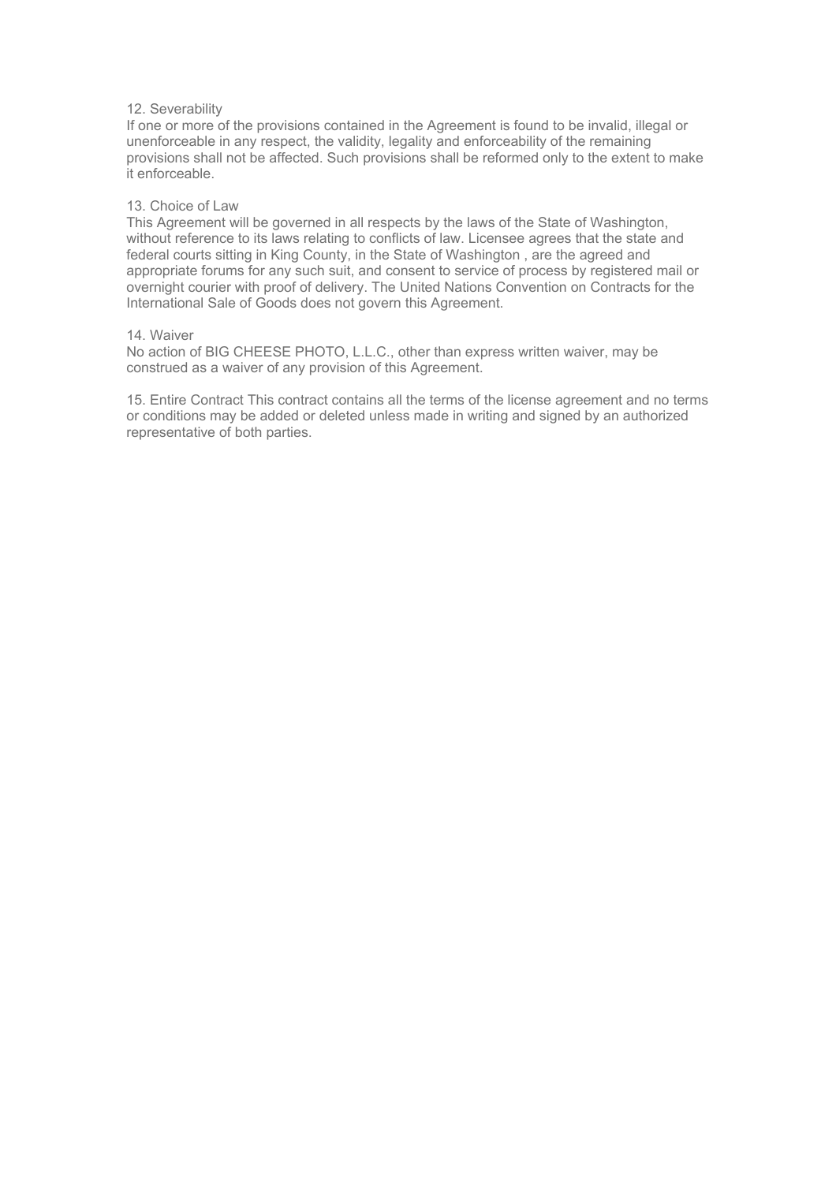12. Severability

If one or more of the provisions contained in the Agreement is found to be invalid, illegal or unenforceable in any respect, the validity, legality and enforceability of the remaining provisions shall not be affected. Such provisions shall be reformed only to the extent to make it enforceable.

13. Choice of Law

This Agreement will be governed in all respects by the laws of the State of Washington, without reference to its laws relating to conflicts of law. Licensee agrees that the state and federal courts sitting in King County, in the State of Washington , are the agreed and appropriate forums for any such suit, and consent to service of process by registered mail or overnight courier with proof of delivery. The United Nations Convention on Contracts for the International Sale of Goods does not govern this Agreement.

14. Waiver

No action of BIG CHEESE PHOTO, L.L.C., other than express written waiver, may be construed as a waiver of any provision of this Agreement.

15. Entire Contract This contract contains all the terms of the license agreement and no terms or conditions may be added or deleted unless made in writing and signed by an authorized representative of both parties.